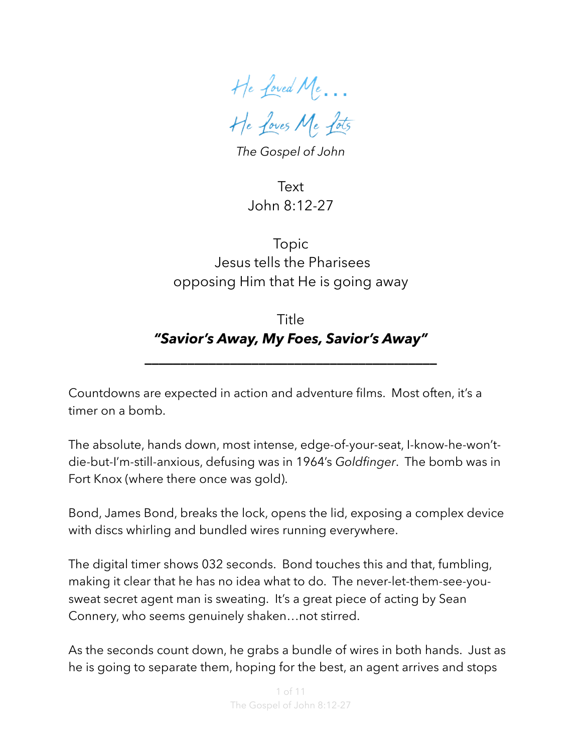# He Loved Me…

# He Loves Me Lots

*The Gospel of John*

Text
John 8:12-27

Topic
Jesus tells the Pharisees opposing Him that He is going away

Title
***"Savior's Away, My Foes, Savior's Away"***

---

Countdowns are expected in action and adventure films. Most often, it's a timer on a bomb.

The absolute, hands down, most intense, edge-of-your-seat, I-know-he-won't-die-but-I'm-still-anxious, defusing was in 1964's *Goldfinger*. The bomb was in Fort Knox (where there once was gold).

Bond, James Bond, breaks the lock, opens the lid, exposing a complex device with discs whirling and bundled wires running everywhere.

The digital timer shows 032 seconds. Bond touches this and that, fumbling, making it clear that he has no idea what to do. The never-let-them-see-you-sweat secret agent man is sweating. It's a great piece of acting by Sean Connery, who seems genuinely shaken…not stirred.

As the seconds count down, he grabs a bundle of wires in both hands. Just as he is going to separate them, hoping for the best, an agent arrives and stops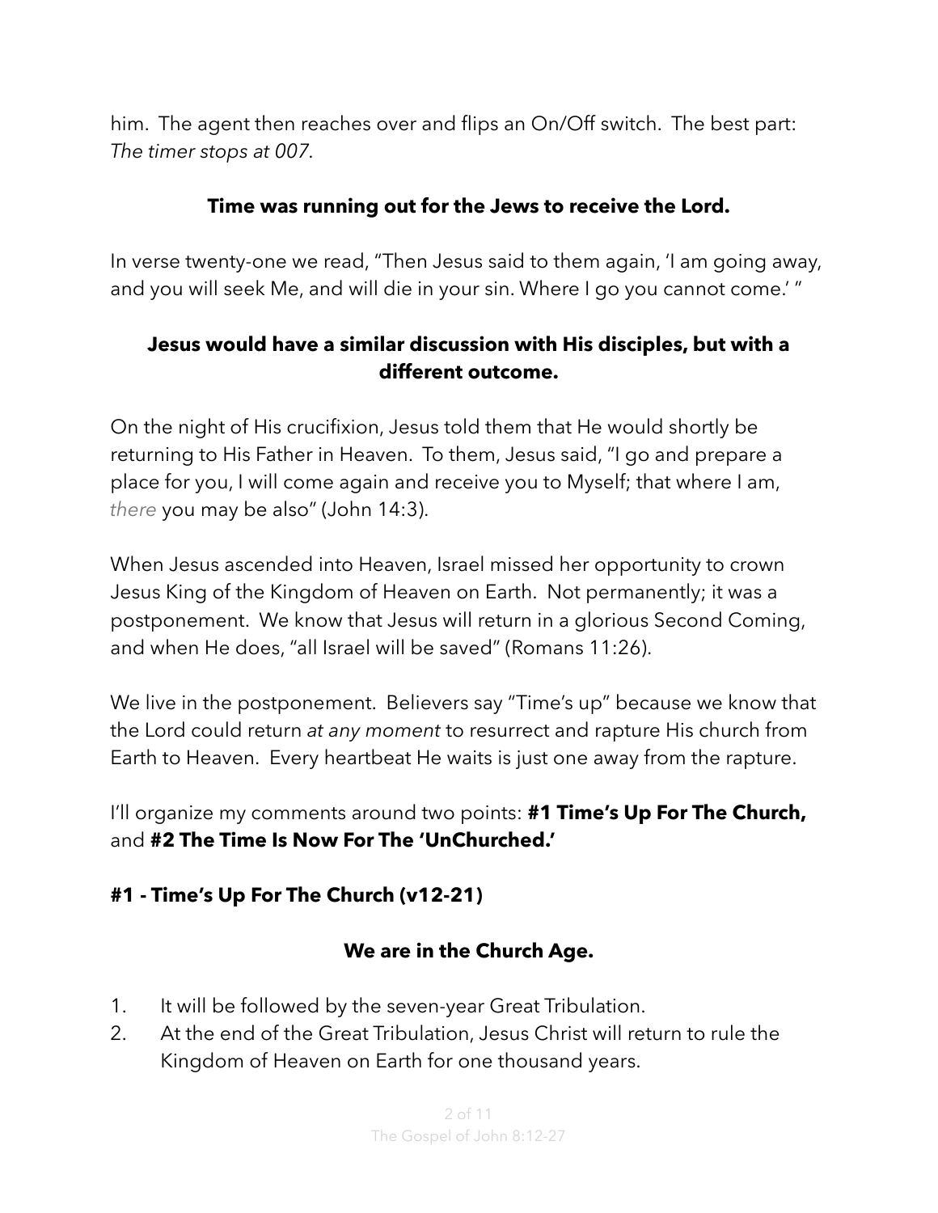him. The agent then reaches over and flips an On/Off switch. The best part: *The timer stops at 007.*

**Time was running out for the Jews to receive the Lord.**

In verse twenty-one we read, "Then Jesus said to them again, 'I am going away, and you will seek Me, and will die in your sin. Where I go you cannot come.' "

**Jesus would have a similar discussion with His disciples, but with a different outcome.**

On the night of His crucifixion, Jesus told them that He would shortly be returning to His Father in Heaven. To them, Jesus said, "I go and prepare a place for you, I will come again and receive you to Myself; that where I am, *there* you may be also" (John 14:3).

When Jesus ascended into Heaven, Israel missed her opportunity to crown Jesus King of the Kingdom of Heaven on Earth. Not permanently; it was a postponement. We know that Jesus will return in a glorious Second Coming, and when He does, "all Israel will be saved" (Romans 11:26).

We live in the postponement. Believers say "Time's up" because we know that the Lord could return *at any moment* to resurrect and rapture His church from Earth to Heaven. Every heartbeat He waits is just one away from the rapture.

I'll organize my comments around two points: **#1 Time's Up For The Church,** and **#2 The Time Is Now For The 'UnChurched.'**

### #1 - Time's Up For The Church (v12-21)

**We are in the Church Age.**

1. It will be followed by the seven-year Great Tribulation.
2. At the end of the Great Tribulation, Jesus Christ will return to rule the Kingdom of Heaven on Earth for one thousand years.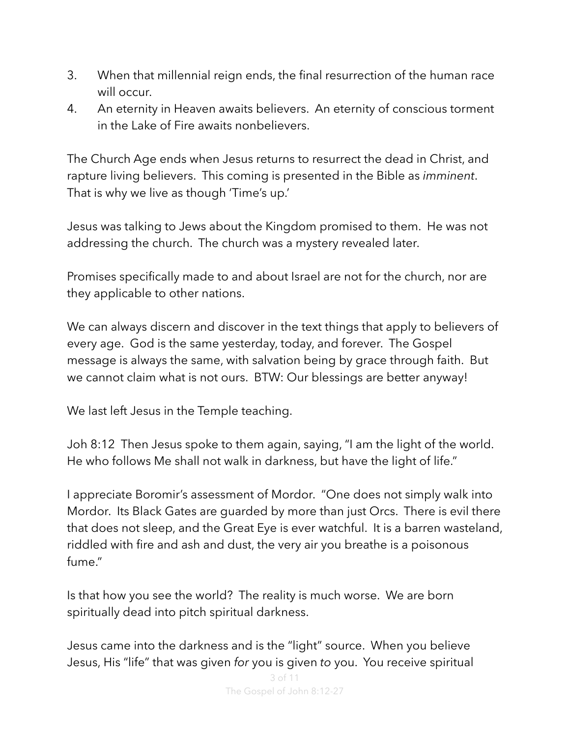3. When that millennial reign ends, the final resurrection of the human race will occur.
4. An eternity in Heaven awaits believers. An eternity of conscious torment in the Lake of Fire awaits nonbelievers.

The Church Age ends when Jesus returns to resurrect the dead in Christ, and rapture living believers. This coming is presented in the Bible as *imminent*. That is why we live as though 'Time's up.'

Jesus was talking to Jews about the Kingdom promised to them. He was not addressing the church. The church was a mystery revealed later.

Promises specifically made to and about Israel are not for the church, nor are they applicable to other nations.

We can always discern and discover in the text things that apply to believers of every age. God is the same yesterday, today, and forever. The Gospel message is always the same, with salvation being by grace through faith. But we cannot claim what is not ours. BTW: Our blessings are better anyway!

We last left Jesus in the Temple teaching.

Joh 8:12 Then Jesus spoke to them again, saying, "I am the light of the world. He who follows Me shall not walk in darkness, but have the light of life."

I appreciate Boromir's assessment of Mordor. "One does not simply walk into Mordor. Its Black Gates are guarded by more than just Orcs. There is evil there that does not sleep, and the Great Eye is ever watchful. It is a barren wasteland, riddled with fire and ash and dust, the very air you breathe is a poisonous fume."

Is that how you see the world? The reality is much worse. We are born spiritually dead into pitch spiritual darkness.

Jesus came into the darkness and is the "light" source. When you believe Jesus, His "life" that was given *for* you is given *to* you. You receive spiritual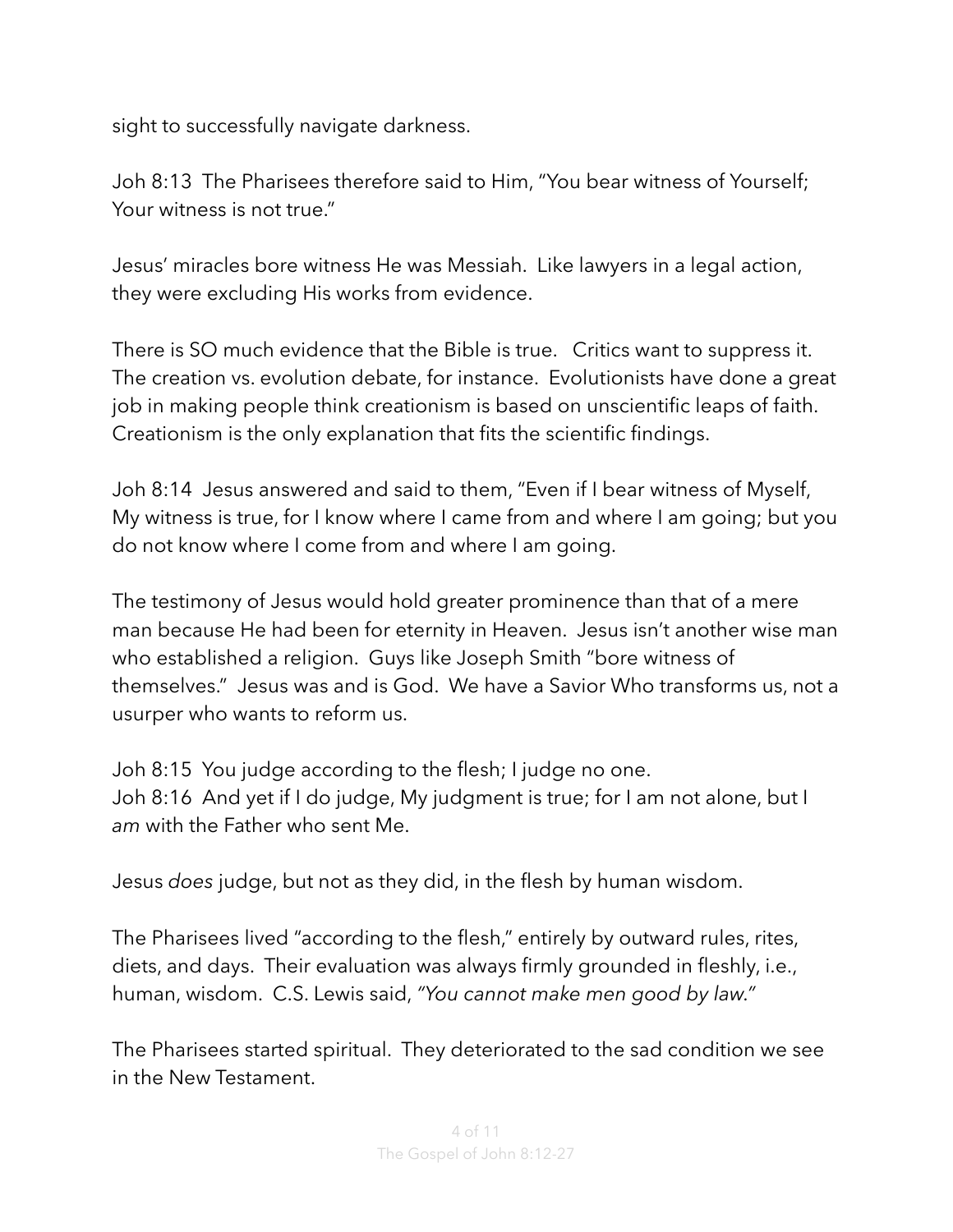sight to successfully navigate darkness.

Joh 8:13  The Pharisees therefore said to Him, "You bear witness of Yourself; Your witness is not true."

Jesus' miracles bore witness He was Messiah.  Like lawyers in a legal action, they were excluding His works from evidence.

There is SO much evidence that the Bible is true.   Critics want to suppress it. The creation vs. evolution debate, for instance.  Evolutionists have done a great job in making people think creationism is based on unscientific leaps of faith. Creationism is the only explanation that fits the scientific findings.

Joh 8:14  Jesus answered and said to them, "Even if I bear witness of Myself, My witness is true, for I know where I came from and where I am going; but you do not know where I come from and where I am going.

The testimony of Jesus would hold greater prominence than that of a mere man because He had been for eternity in Heaven.  Jesus isn't another wise man who established a religion.  Guys like Joseph Smith "bore witness of themselves."  Jesus was and is God.  We have a Savior Who transforms us, not a usurper who wants to reform us.

Joh 8:15  You judge according to the flesh; I judge no one.
Joh 8:16  And yet if I do judge, My judgment is true; for I am not alone, but I *am* with the Father who sent Me.

Jesus *does* judge, but not as they did, in the flesh by human wisdom.

The Pharisees lived "according to the flesh," entirely by outward rules, rites, diets, and days.  Their evaluation was always firmly grounded in fleshly, i.e., human, wisdom.  C.S. Lewis said, *"You cannot make men good by law."*

The Pharisees started spiritual.  They deteriorated to the sad condition we see in the New Testament.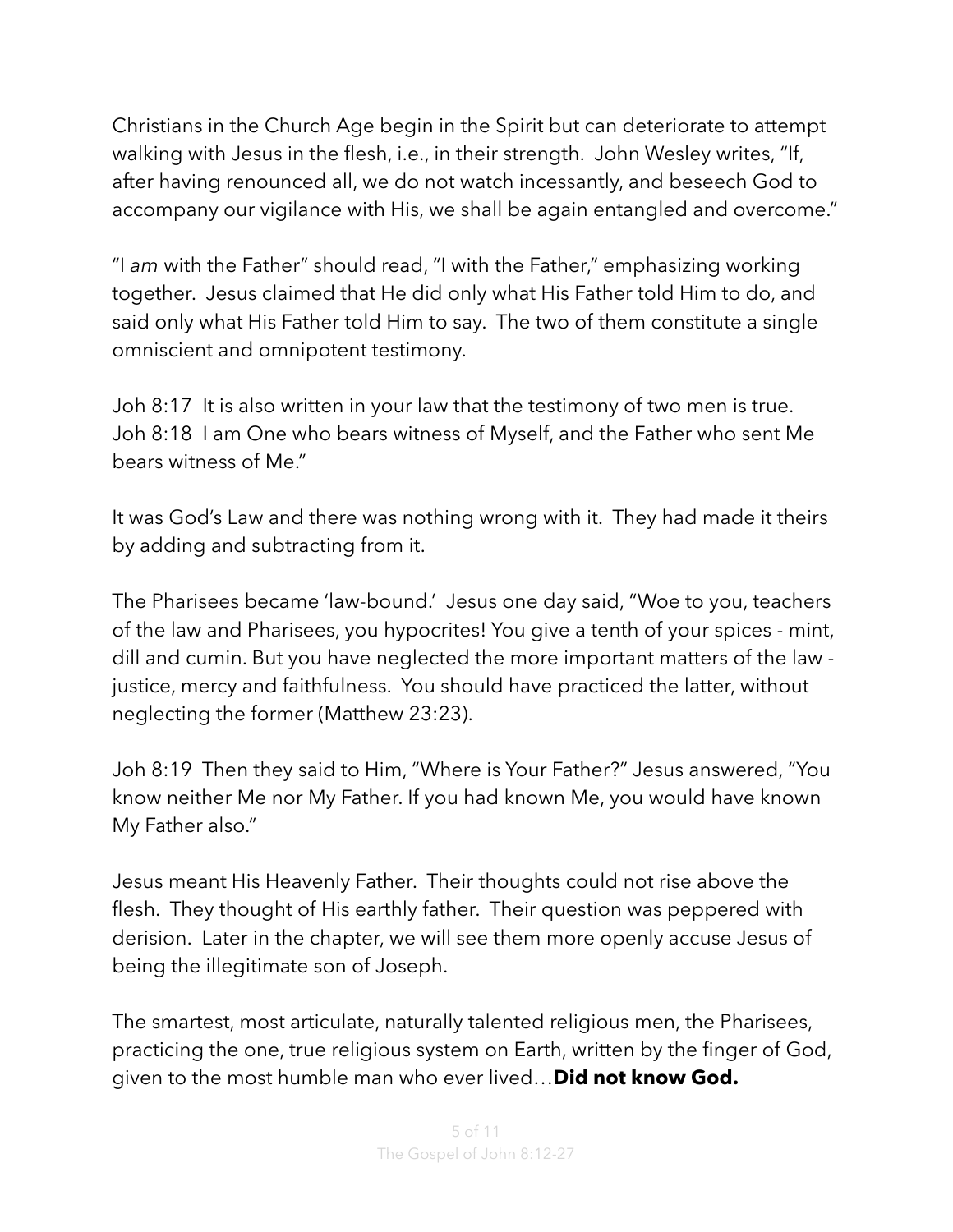Christians in the Church Age begin in the Spirit but can deteriorate to attempt walking with Jesus in the flesh, i.e., in their strength. John Wesley writes, "If, after having renounced all, we do not watch incessantly, and beseech God to accompany our vigilance with His, we shall be again entangled and overcome."

"I *am* with the Father" should read, "I with the Father," emphasizing working together. Jesus claimed that He did only what His Father told Him to do, and said only what His Father told Him to say. The two of them constitute a single omniscient and omnipotent testimony.

Joh 8:17 It is also written in your law that the testimony of two men is true.
Joh 8:18 I am One who bears witness of Myself, and the Father who sent Me bears witness of Me."

It was God's Law and there was nothing wrong with it. They had made it theirs by adding and subtracting from it.

The Pharisees became 'law-bound.' Jesus one day said, "Woe to you, teachers of the law and Pharisees, you hypocrites! You give a tenth of your spices - mint, dill and cumin. But you have neglected the more important matters of the law - justice, mercy and faithfulness. You should have practiced the latter, without neglecting the former (Matthew 23:23).

Joh 8:19 Then they said to Him, "Where is Your Father?" Jesus answered, "You know neither Me nor My Father. If you had known Me, you would have known My Father also."

Jesus meant His Heavenly Father. Their thoughts could not rise above the flesh. They thought of His earthly father. Their question was peppered with derision. Later in the chapter, we will see them more openly accuse Jesus of being the illegitimate son of Joseph.

The smartest, most articulate, naturally talented religious men, the Pharisees, practicing the one, true religious system on Earth, written by the finger of God, given to the most humble man who ever lived…**Did not know God.**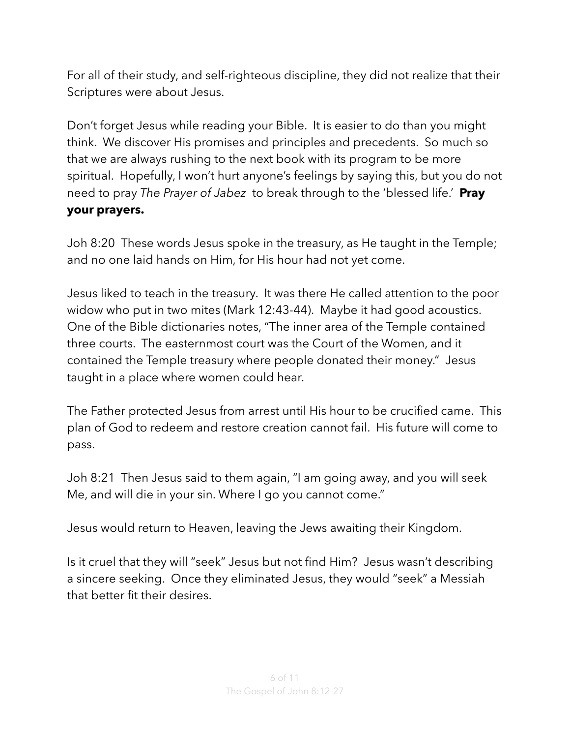For all of their study, and self-righteous discipline, they did not realize that their Scriptures were about Jesus.

Don't forget Jesus while reading your Bible. It is easier to do than you might think. We discover His promises and principles and precedents. So much so that we are always rushing to the next book with its program to be more spiritual. Hopefully, I won't hurt anyone's feelings by saying this, but you do not need to pray *The Prayer of Jabez* to break through to the 'blessed life.' **Pray your prayers.**

Joh 8:20 These words Jesus spoke in the treasury, as He taught in the Temple; and no one laid hands on Him, for His hour had not yet come.

Jesus liked to teach in the treasury. It was there He called attention to the poor widow who put in two mites (Mark 12:43-44). Maybe it had good acoustics. One of the Bible dictionaries notes, "The inner area of the Temple contained three courts. The easternmost court was the Court of the Women, and it contained the Temple treasury where people donated their money." Jesus taught in a place where women could hear.

The Father protected Jesus from arrest until His hour to be crucified came. This plan of God to redeem and restore creation cannot fail. His future will come to pass.

Joh 8:21 Then Jesus said to them again, "I am going away, and you will seek Me, and will die in your sin. Where I go you cannot come."

Jesus would return to Heaven, leaving the Jews awaiting their Kingdom.

Is it cruel that they will "seek" Jesus but not find Him? Jesus wasn't describing a sincere seeking. Once they eliminated Jesus, they would "seek" a Messiah that better fit their desires.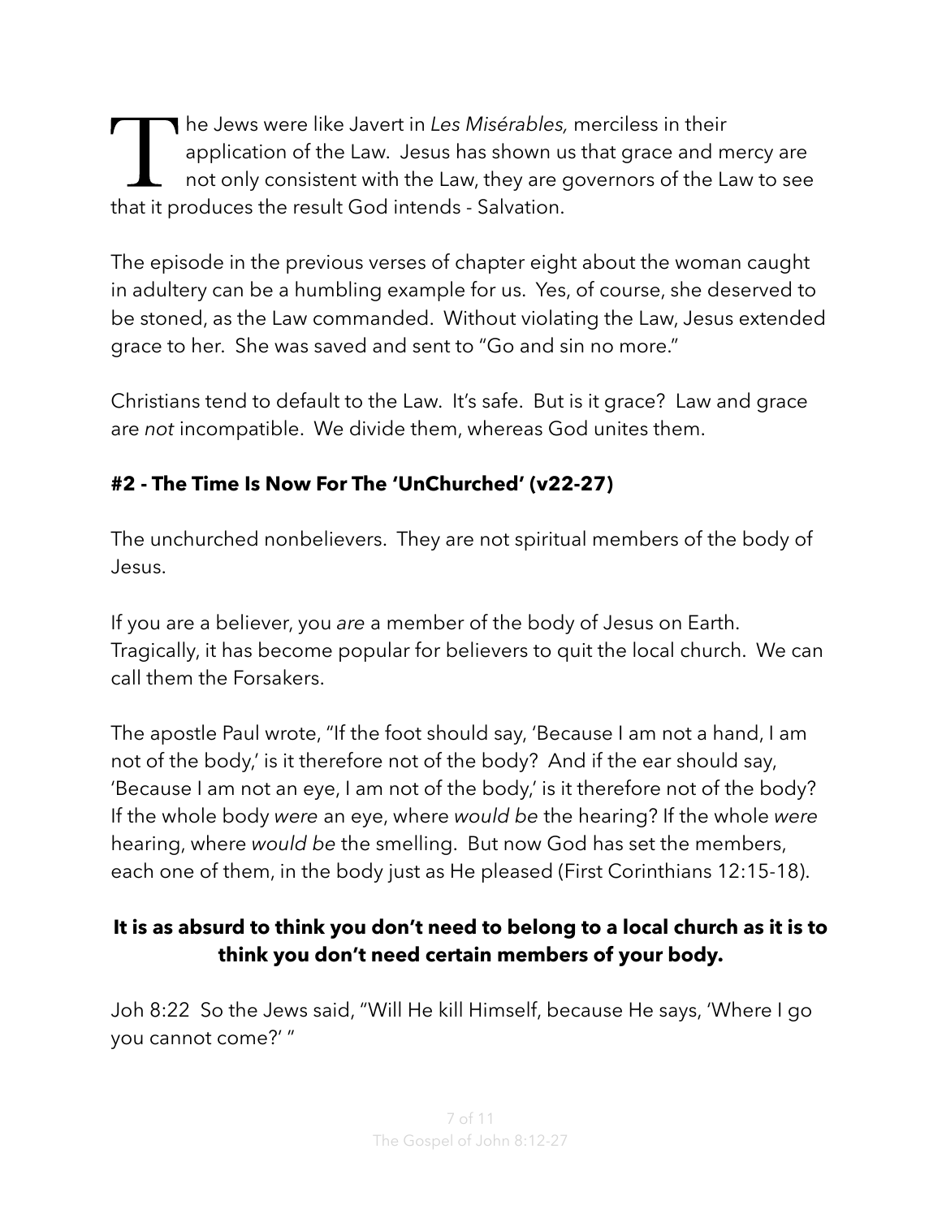The Jews were like Javert in *Les Misérables,* merciless in their application of the Law. Jesus has shown us that grace and mercy are not only consistent with the Law, they are governors of the Law to see that it produces the result God intends - Salvation.

The episode in the previous verses of chapter eight about the woman caught in adultery can be a humbling example for us. Yes, of course, she deserved to be stoned, as the Law commanded. Without violating the Law, Jesus extended grace to her. She was saved and sent to "Go and sin no more."

Christians tend to default to the Law. It's safe. But is it grace? Law and grace are *not* incompatible. We divide them, whereas God unites them.

### #2 - The Time Is Now For The 'UnChurched' (v22-27)

The unchurched nonbelievers. They are not spiritual members of the body of Jesus.

If you are a believer, you *are* a member of the body of Jesus on Earth. Tragically, it has become popular for believers to quit the local church. We can call them the Forsakers.

The apostle Paul wrote, "If the foot should say, 'Because I am not a hand, I am not of the body,' is it therefore not of the body? And if the ear should say, 'Because I am not an eye, I am not of the body,' is it therefore not of the body? If the whole body *were* an eye, where *would be* the hearing? If the whole *were* hearing, where *would be* the smelling. But now God has set the members, each one of them, in the body just as He pleased (First Corinthians 12:15-18).

**It is as absurd to think you don't need to belong to a local church as it is to think you don't need certain members of your body.**

Joh 8:22 So the Jews said, "Will He kill Himself, because He says, 'Where I go you cannot come?' "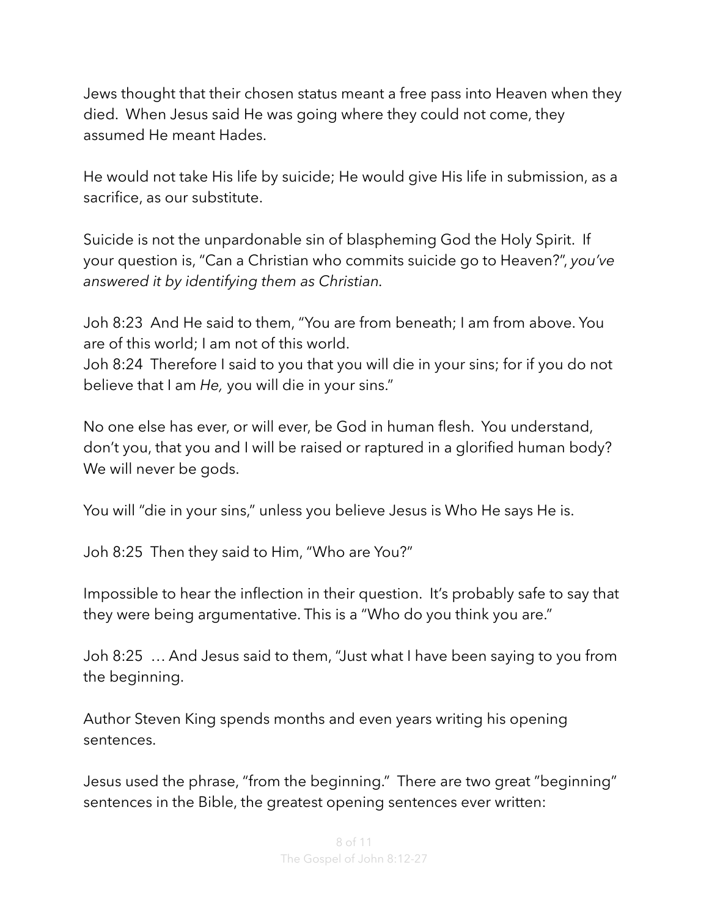Jews thought that their chosen status meant a free pass into Heaven when they died. When Jesus said He was going where they could not come, they assumed He meant Hades.

He would not take His life by suicide; He would give His life in submission, as a sacrifice, as our substitute.

Suicide is not the unpardonable sin of blaspheming God the Holy Spirit. If your question is, "Can a Christian who commits suicide go to Heaven?", *you've answered it by identifying them as Christian*.

Joh 8:23 And He said to them, "You are from beneath; I am from above. You are of this world; I am not of this world.
Joh 8:24 Therefore I said to you that you will die in your sins; for if you do not believe that I am *He,* you will die in your sins."

No one else has ever, or will ever, be God in human flesh. You understand, don't you, that you and I will be raised or raptured in a glorified human body? We will never be gods.

You will "die in your sins," unless you believe Jesus is Who He says He is.

Joh 8:25 Then they said to Him, "Who are You?"

Impossible to hear the inflection in their question. It's probably safe to say that they were being argumentative. This is a "Who do you think you are."

Joh 8:25 … And Jesus said to them, "Just what I have been saying to you from the beginning.

Author Steven King spends months and even years writing his opening sentences.

Jesus used the phrase, "from the beginning." There are two great "beginning" sentences in the Bible, the greatest opening sentences ever written: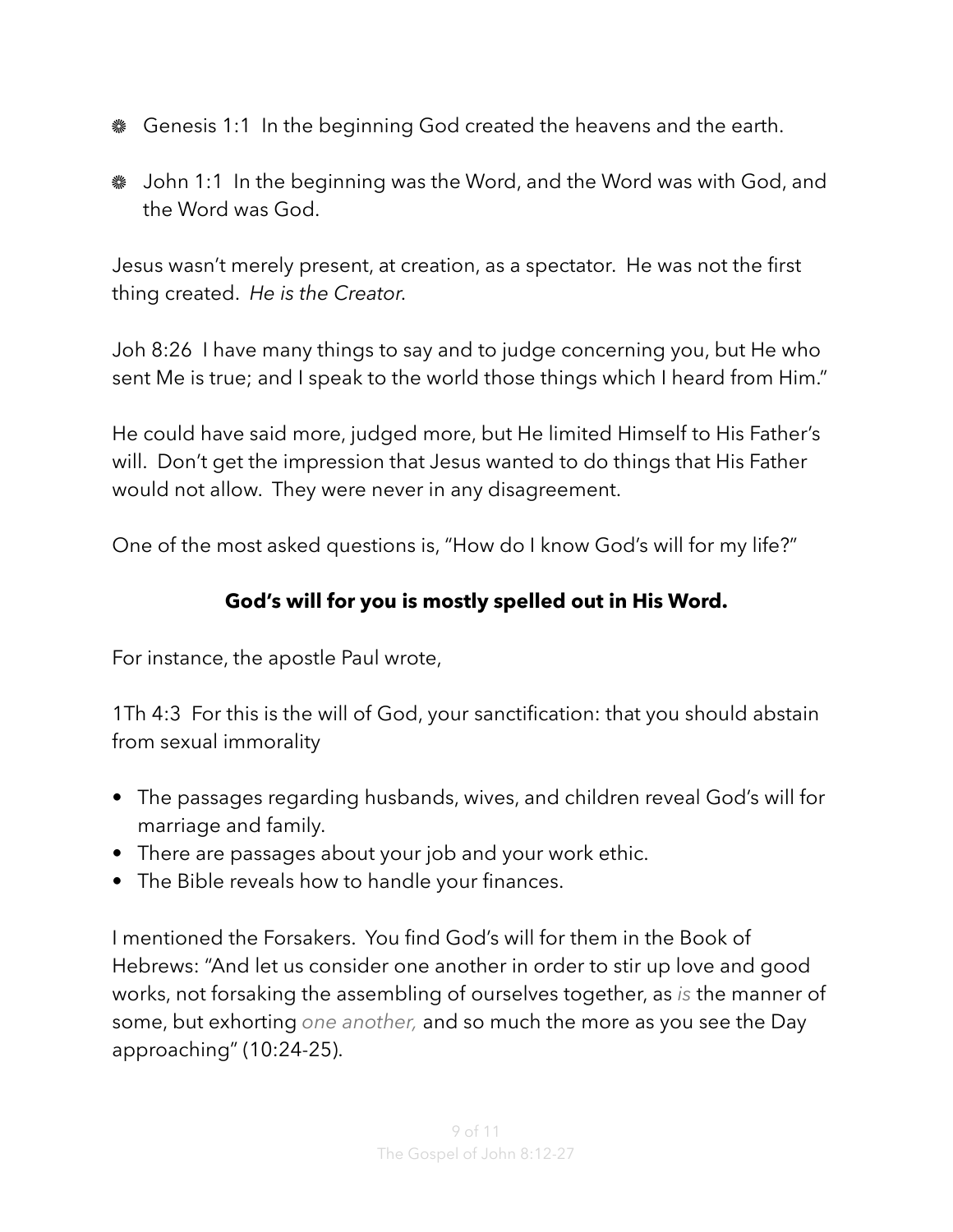- ❋ Genesis 1:1 In the beginning God created the heavens and the earth.
- ❋ John 1:1 In the beginning was the Word, and the Word was with God, and the Word was God.

Jesus wasn't merely present, at creation, as a spectator. He was not the first thing created. *He is the Creator*.

Joh 8:26 I have many things to say and to judge concerning you, but He who sent Me is true; and I speak to the world those things which I heard from Him."

He could have said more, judged more, but He limited Himself to His Father's will. Don't get the impression that Jesus wanted to do things that His Father would not allow. They were never in any disagreement.

One of the most asked questions is, "How do I know God's will for my life?"

**God's will for you is mostly spelled out in His Word.**

For instance, the apostle Paul wrote,

1Th 4:3 For this is the will of God, your sanctification: that you should abstain from sexual immorality

- The passages regarding husbands, wives, and children reveal God's will for marriage and family.
- There are passages about your job and your work ethic.
- The Bible reveals how to handle your finances.

I mentioned the Forsakers. You find God's will for them in the Book of Hebrews: "And let us consider one another in order to stir up love and good works, not forsaking the assembling of ourselves together, as *is* the manner of some, but exhorting *one another,* and so much the more as you see the Day approaching" (10:24-25).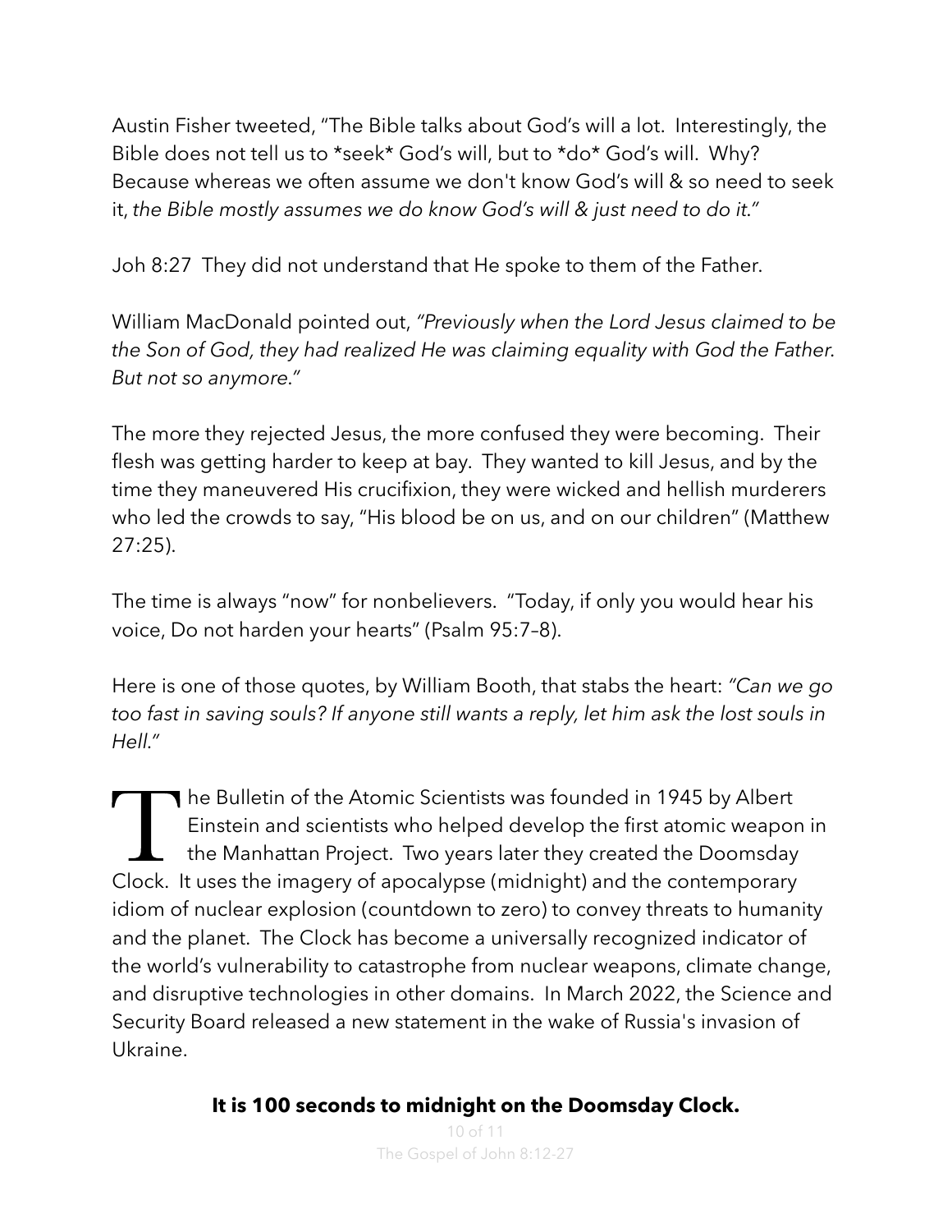Austin Fisher tweeted, "The Bible talks about God's will a lot. Interestingly, the Bible does not tell us to *seek* God's will, but to *do* God's will. Why? Because whereas we often assume we don't know God's will & so need to seek it, *the Bible mostly assumes we do know God's will & just need to do it."*

Joh 8:27 They did not understand that He spoke to them of the Father.

William MacDonald pointed out, *"Previously when the Lord Jesus claimed to be the Son of God, they had realized He was claiming equality with God the Father. But not so anymore."*

The more they rejected Jesus, the more confused they were becoming. Their flesh was getting harder to keep at bay. They wanted to kill Jesus, and by the time they maneuvered His crucifixion, they were wicked and hellish murderers who led the crowds to say, "His blood be on us, and on our children" (Matthew 27:25).

The time is always "now" for nonbelievers. "Today, if only you would hear his voice, Do not harden your hearts" (Psalm 95:7–8).

Here is one of those quotes, by William Booth, that stabs the heart: *"Can we go too fast in saving souls? If anyone still wants a reply, let him ask the lost souls in Hell."*

The Bulletin of the Atomic Scientists was founded in 1945 by Albert Einstein and scientists who helped develop the first atomic weapon in the Manhattan Project. Two years later they created the Doomsday Clock. It uses the imagery of apocalypse (midnight) and the contemporary idiom of nuclear explosion (countdown to zero) to convey threats to humanity and the planet. The Clock has become a universally recognized indicator of the world's vulnerability to catastrophe from nuclear weapons, climate change, and disruptive technologies in other domains. In March 2022, the Science and Security Board released a new statement in the wake of Russia's invasion of Ukraine.

**It is 100 seconds to midnight on the Doomsday Clock.**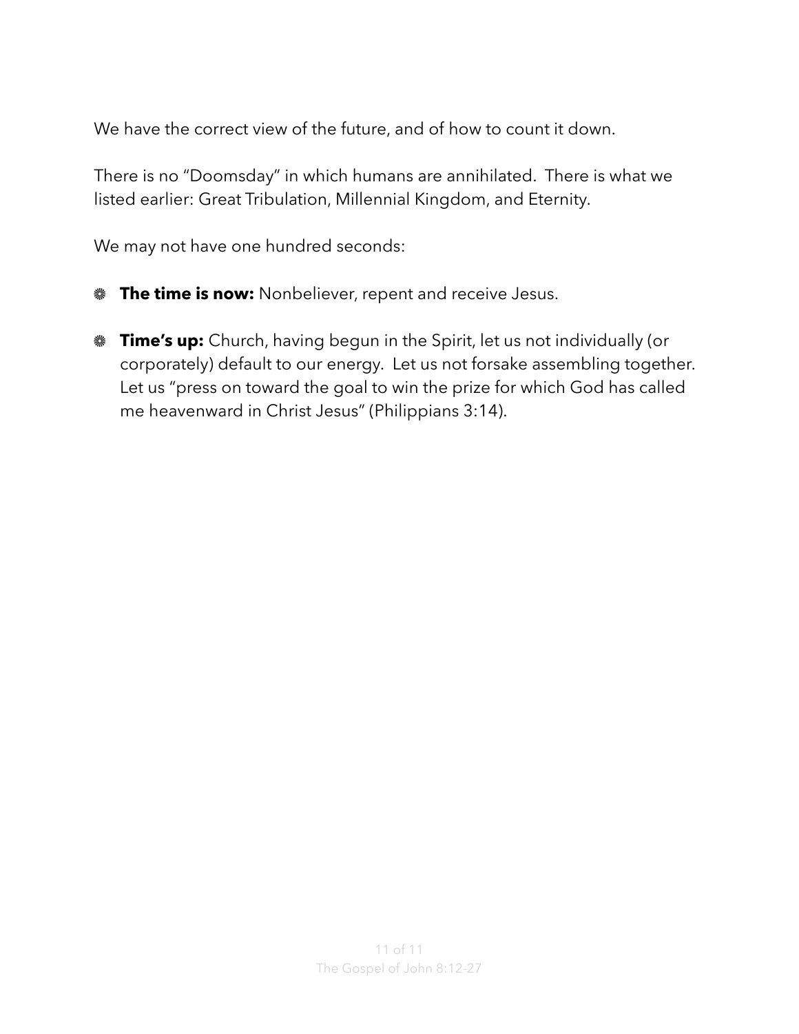We have the correct view of the future, and of how to count it down.

There is no "Doomsday" in which humans are annihilated. There is what we listed earlier: Great Tribulation, Millennial Kingdom, and Eternity.

We may not have one hundred seconds:

- **The time is now:** Nonbeliever, repent and receive Jesus.
- **Time's up:** Church, having begun in the Spirit, let us not individually (or corporately) default to our energy. Let us not forsake assembling together. Let us "press on toward the goal to win the prize for which God has called me heavenward in Christ Jesus" (Philippians 3:14).